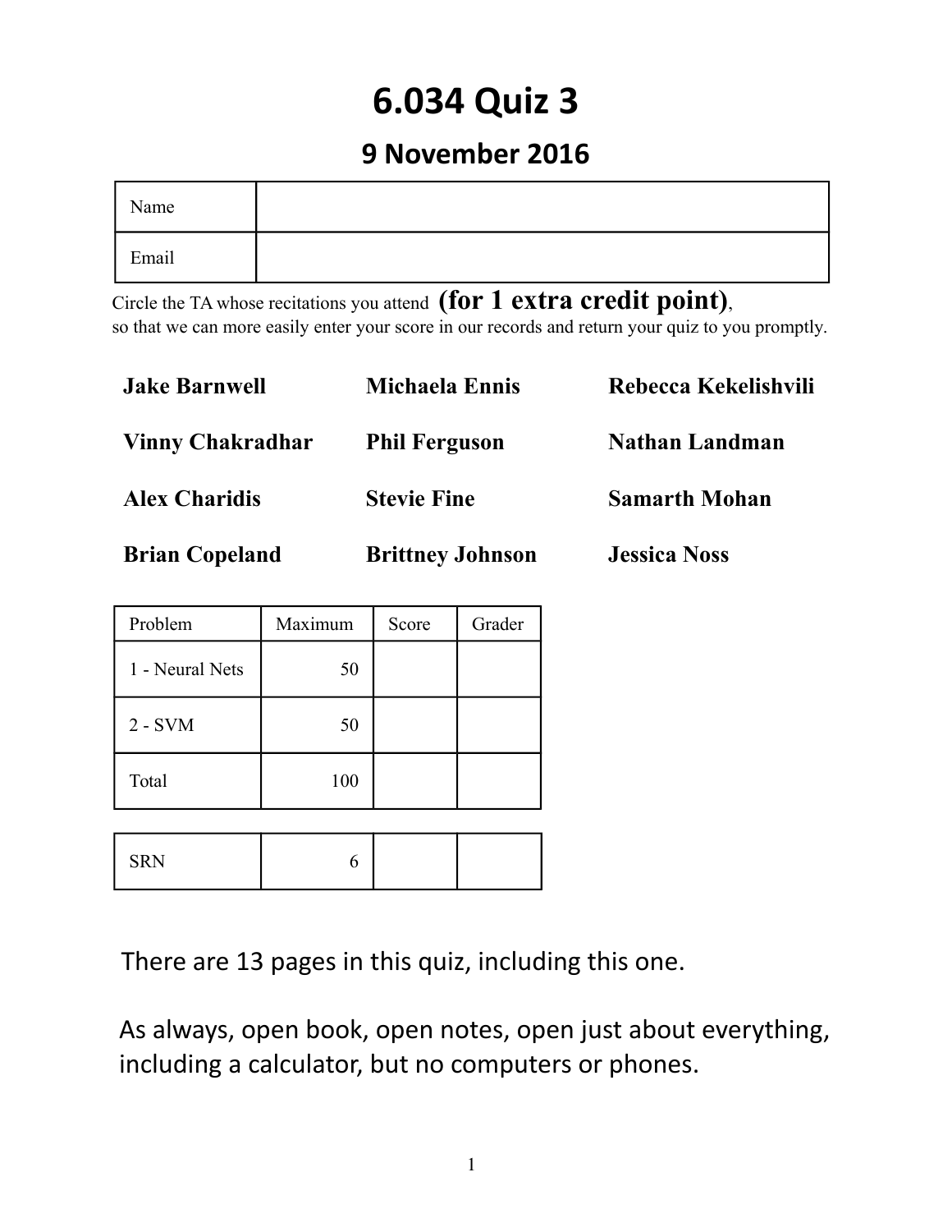# 6.034 Quiz 3

## 9 November 2016

| Name | |
|---|---|
| Email | |

Circle the TA whose recitations you attend **(for 1 extra credit point)**, so that we can more easily enter your score in our records and return your quiz to you promptly.

| | | |
|---|---|---|
| **Jake Barnwell** | **Michaela Ennis** | **Rebecca Kekelishvili** |
| **Vinny Chakradhar** | **Phil Ferguson** | **Nathan Landman** |
| **Alex Charidis** | **Stevie Fine** | **Samarth Mohan** |
| **Brian Copeland** | **Brittney Johnson** | **Jessica Noss** |

| Problem | Maximum | Score | Grader |
|---|---|---|---|
| 1 - Neural Nets | 50 | | |
| 2 - SVM | 50 | | |
| Total | 100 | | |

| | | | |
|---|---|---|---|
| SRN | 6 | | |

There are 13 pages in this quiz, including this one.

As always, open book, open notes, open just about everything, including a calculator, but no computers or phones.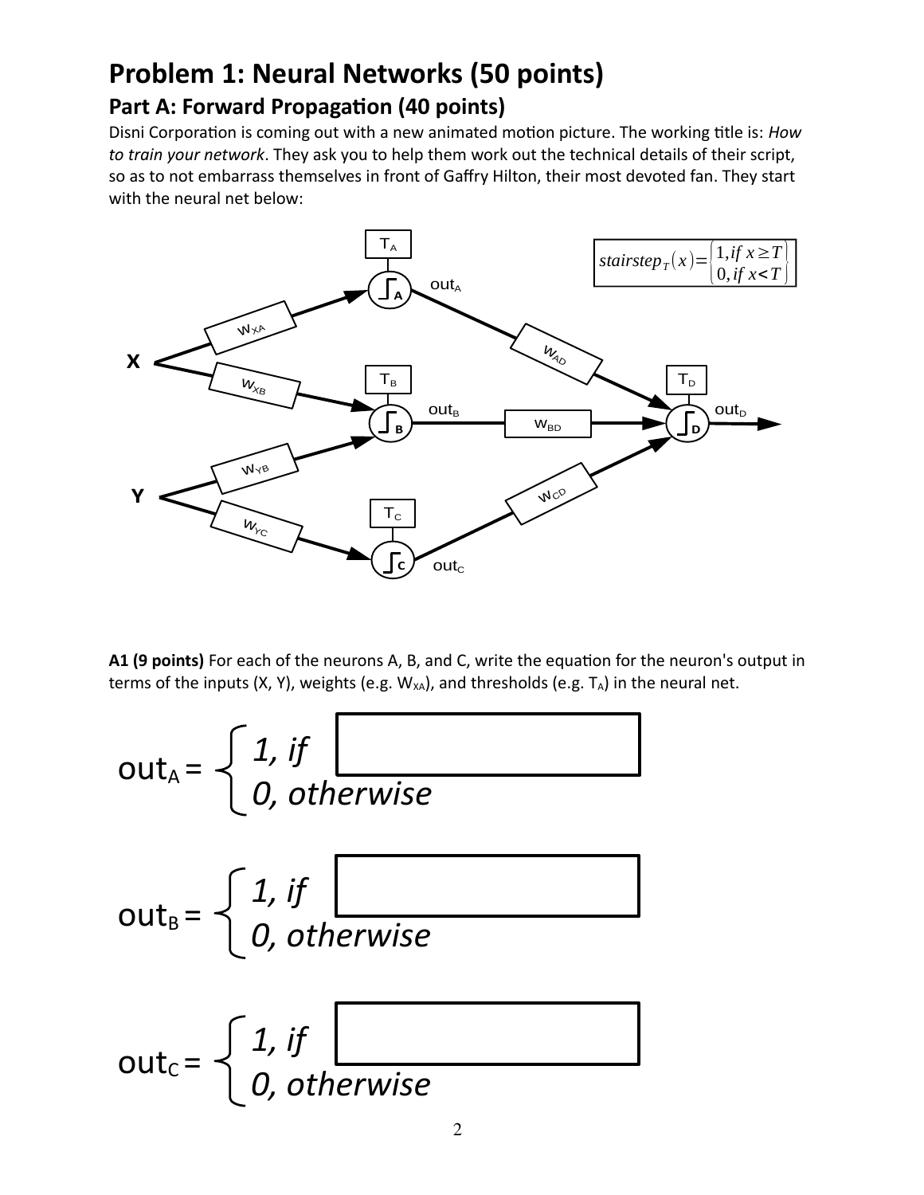# Problem 1: Neural Networks (50 points)

## Part A: Forward Propagation (40 points)

Disni Corporation is coming out with a new animated motion picture. The working title is: *How to train your network*. They ask you to help them work out the technical details of their script, so as to not embarrass themselves in front of Gaffry Hilton, their most devoted fan. They start with the neural net below:

$$stairstep_T(x) = \begin{Bmatrix} 1, if\ x \geq T \\ 0, if\ x < T \end{Bmatrix}$$

**A1 (9 points)** For each of the neurons A, B, and C, write the equation for the neuron's output in terms of the inputs (X, Y), weights (e.g. $W_{XA}$), and thresholds (e.g. $T_A$) in the neural net.

$$out_A = \begin{cases} \textit{1, if} & \boxed{\phantom{xxxxxxxxxxxxxxxx}} \\ \textit{0, otherwise} \end{cases}$$

$$out_B = \begin{cases} \textit{1, if} & \boxed{\phantom{xxxxxxxxxxxxxxxx}} \\ \textit{0, otherwise} \end{cases}$$

$$out_C = \begin{cases} \textit{1, if} & \boxed{\phantom{xxxxxxxxxxxxxxxx}} \\ \textit{0, otherwise} \end{cases}$$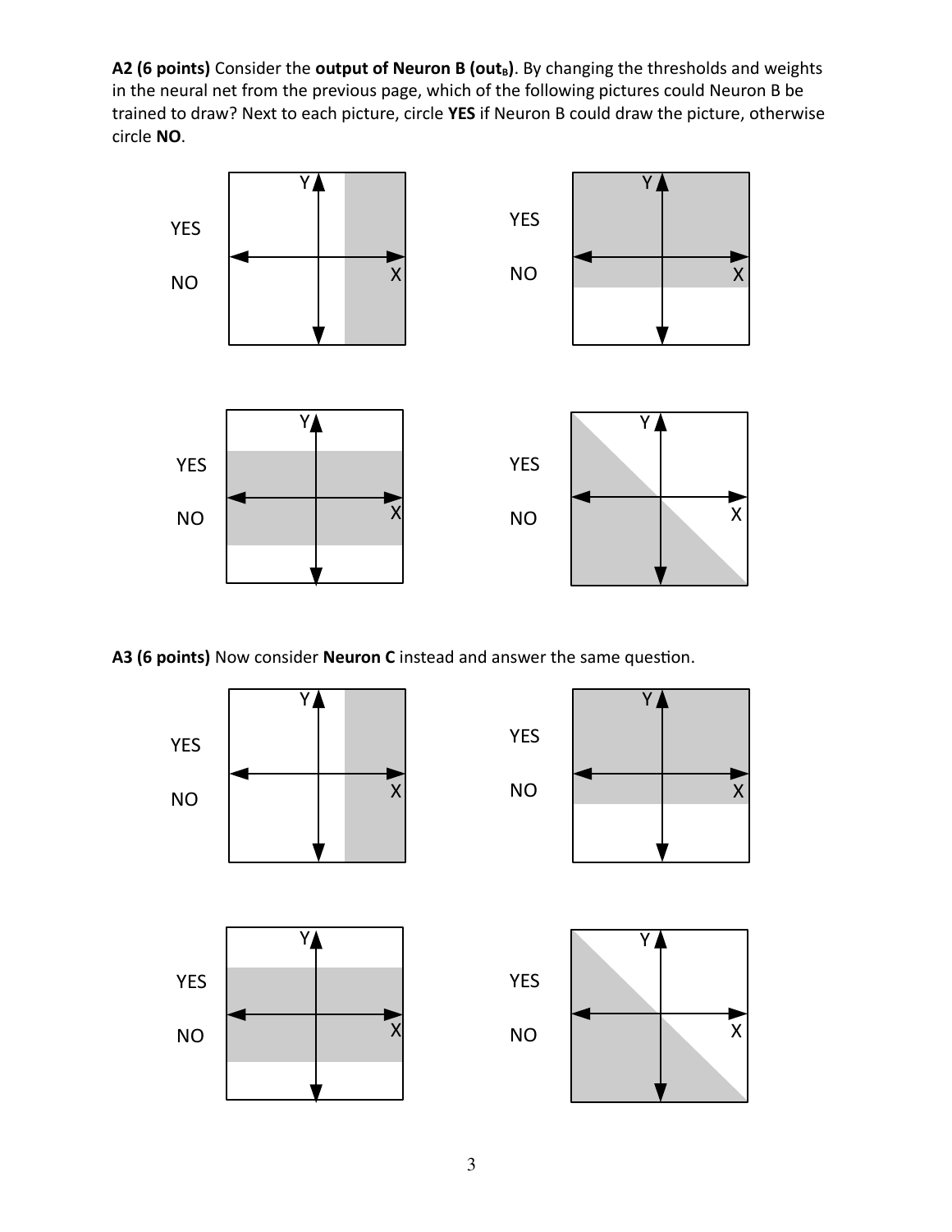**A2 (6 points)** Consider the **output of Neuron B (out$_B$)**. By changing the thresholds and weights in the neural net from the previous page, which of the following pictures could Neuron B be trained to draw? Next to each picture, circle **YES** if Neuron B could draw the picture, otherwise circle **NO**.

YES NO

YES NO

YES NO

YES NO

**A3 (6 points)** Now consider **Neuron C** instead and answer the same question.

YES NO

YES NO

YES NO

YES NO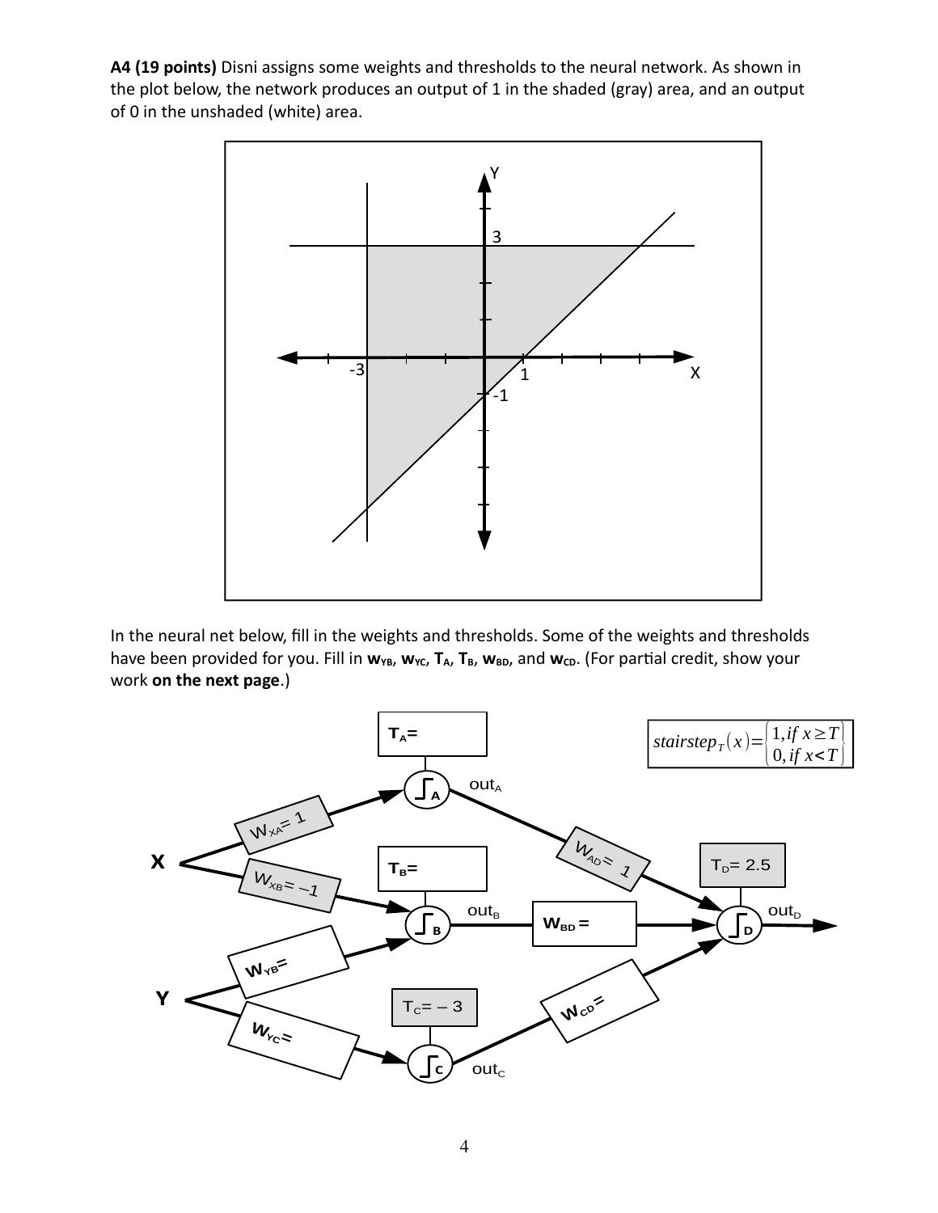**A4 (19 points)** Disni assigns some weights and thresholds to the neural network. As shown in the plot below, the network produces an output of 1 in the shaded (gray) area, and an output of 0 in the unshaded (white) area.

In the neural net below, fill in the weights and thresholds. Some of the weights and thresholds have been provided for you. Fill in $w_{YB}$, $w_{YC}$, $T_A$, $T_B$, $w_{BD}$, and $w_{CD}$. (For partial credit, show your work **on the next page**.)

$$stairstep_T(x) = \begin{Bmatrix} 1, if\ x \geq T \\ 0, if\ x < T \end{Bmatrix}$$

- $T_A$ =
- $W_{XA} = 1$
- $W_{XB} = -1$
- $T_B$ =
- $W_{YB}$ =
- $W_{YC}$ =
- $T_C = -3$
- $W_{AD} = 1$
- $W_{BD}$ =
- $W_{CD}$ =
- $T_D = 2.5$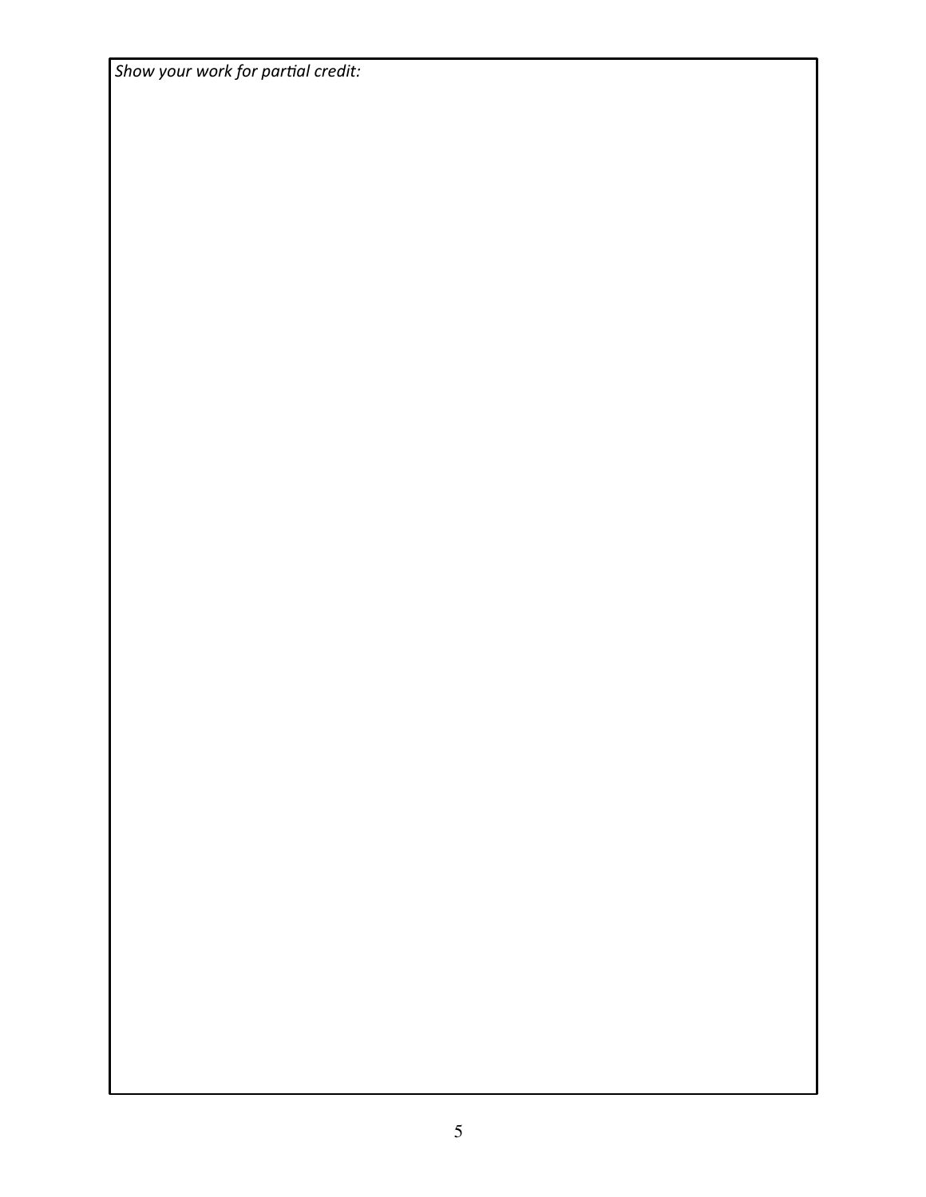*Show your work for partial credit:*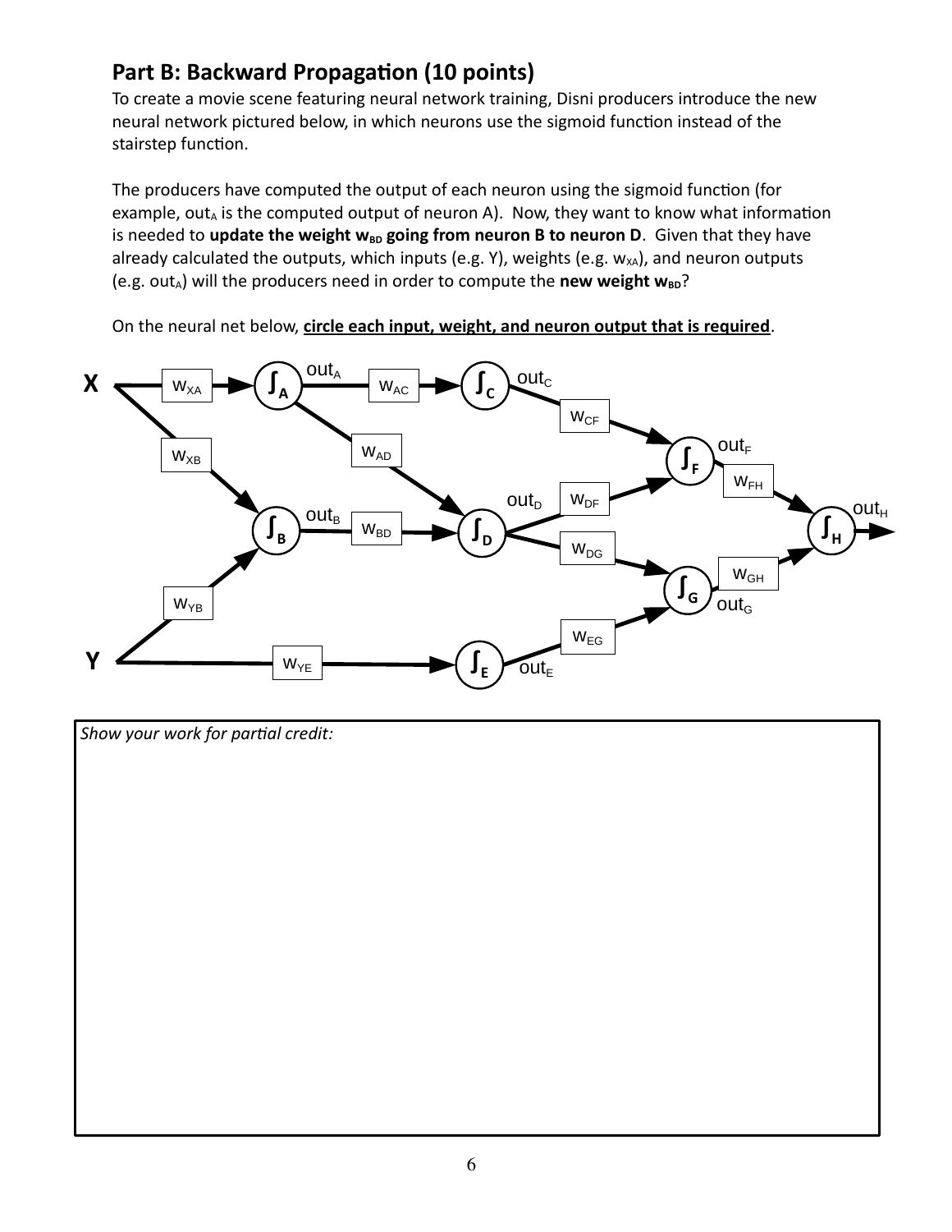## Part B: Backward Propagation (10 points)

To create a movie scene featuring neural network training, Disni producers introduce the new neural network pictured below, in which neurons use the sigmoid function instead of the stairstep function.

The producers have computed the output of each neuron using the sigmoid function (for example, $out_A$ is the computed output of neuron A). Now, they want to know what information is needed to **update the weight $w_{BD}$ going from neuron B to neuron D**. Given that they have already calculated the outputs, which inputs (e.g. Y), weights (e.g. $w_{XA}$), and neuron outputs (e.g. $out_A$) will the producers need in order to compute the **new weight $w_{BD}$**?

On the neural net below, **circle each input, weight, and neuron output that is required**.

X, Y, $w_{XA}$, $w_{XB}$, $w_{YB}$, $w_{YE}$, $out_A$, $out_B$, $w_{AC}$, $w_{AD}$, $w_{BD}$, $out_C$, $out_D$, $out_E$, $w_{CF}$, $w_{DF}$, $w_{DG}$, $w_{EG}$, $out_F$, $out_G$, $w_{FH}$, $w_{GH}$, $out_H$

*Show your work for partial credit:*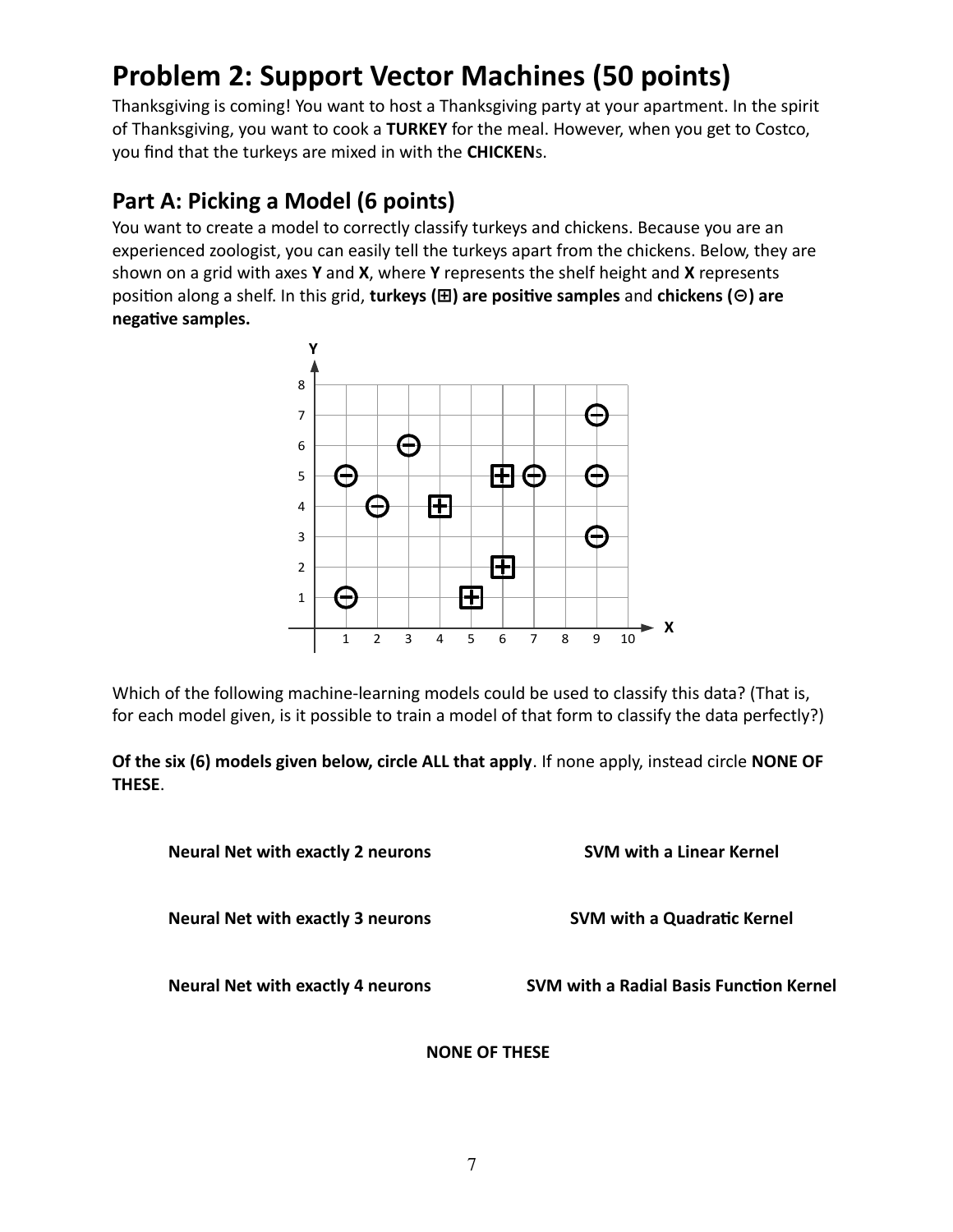# Problem 2: Support Vector Machines (50 points)

Thanksgiving is coming! You want to host a Thanksgiving party at your apartment. In the spirit of Thanksgiving, you want to cook a **TURKEY** for the meal. However, when you get to Costco, you find that the turkeys are mixed in with the **CHICKEN**s.

## Part A: Picking a Model (6 points)

You want to create a model to correctly classify turkeys and chickens. Because you are an experienced zoologist, you can easily tell the turkeys apart from the chickens. Below, they are shown on a grid with axes **Y** and **X**, where **Y** represents the shelf height and **X** represents position along a shelf. In this grid, **turkeys (⊞) are positive samples** and **chickens (⊖) are negative samples.**

Which of the following machine-learning models could be used to classify this data? (That is, for each model given, is it possible to train a model of that form to classify the data perfectly?)

**Of the six (6) models given below, circle ALL that apply**. If none apply, instead circle **NONE OF THESE**.

**Neural Net with exactly 2 neurons** | **SVM with a Linear Kernel**

**Neural Net with exactly 3 neurons** | **SVM with a Quadratic Kernel**

**Neural Net with exactly 4 neurons** | **SVM with a Radial Basis Function Kernel**

**NONE OF THESE**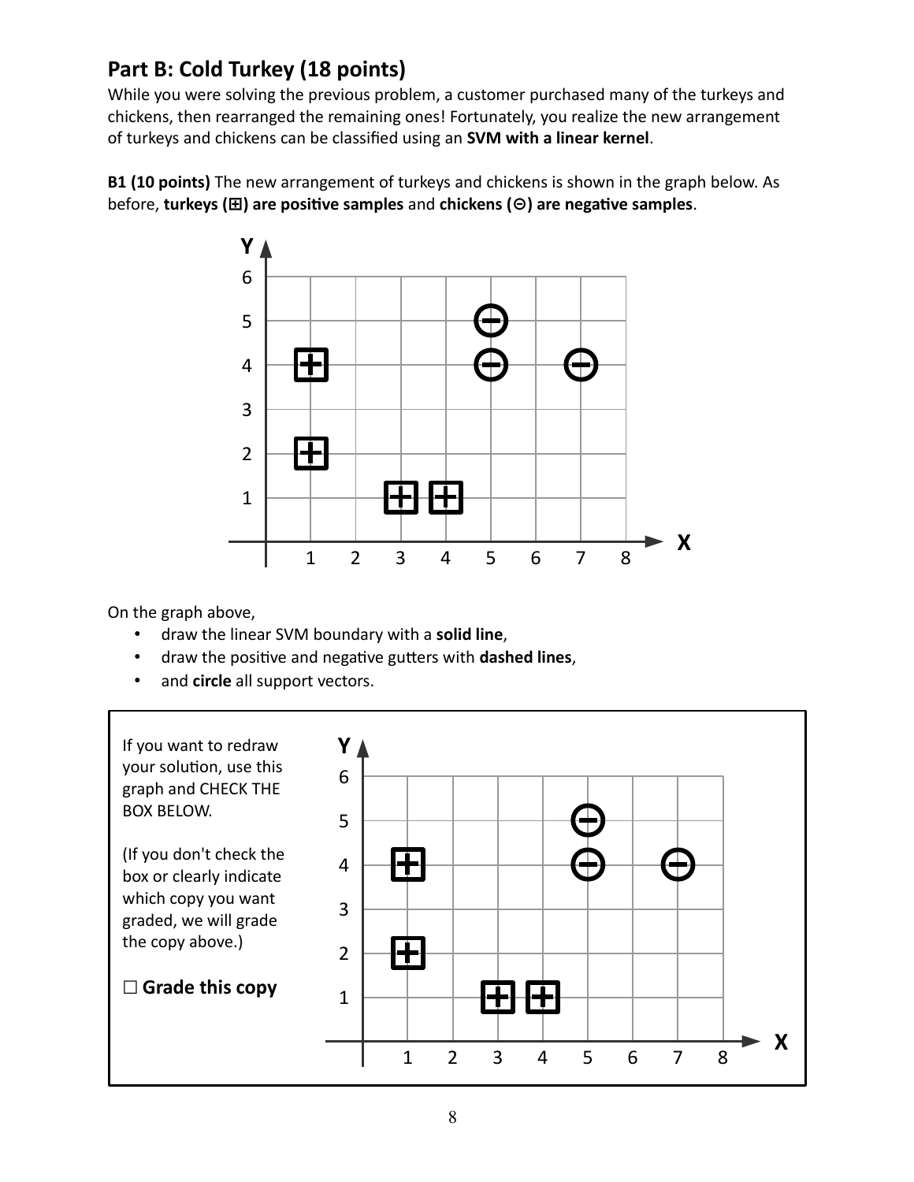## Part B: Cold Turkey (18 points)

While you were solving the previous problem, a customer purchased many of the turkeys and chickens, then rearranged the remaining ones! Fortunately, you realize the new arrangement of turkeys and chickens can be classified using an **SVM with a linear kernel**.

**B1 (10 points)** The new arrangement of turkeys and chickens is shown in the graph below. As before, **turkeys (⊞) are positive samples** and **chickens (⊖) are negative samples**.

On the graph above,

- draw the linear SVM boundary with a **solid line**,
- draw the positive and negative gutters with **dashed lines**,
- and **circle** all support vectors.

If you want to redraw your solution, use this graph and CHECK THE BOX BELOW.

(If you don't check the box or clearly indicate which copy you want graded, we will grade the copy above.)

☐ **Grade this copy**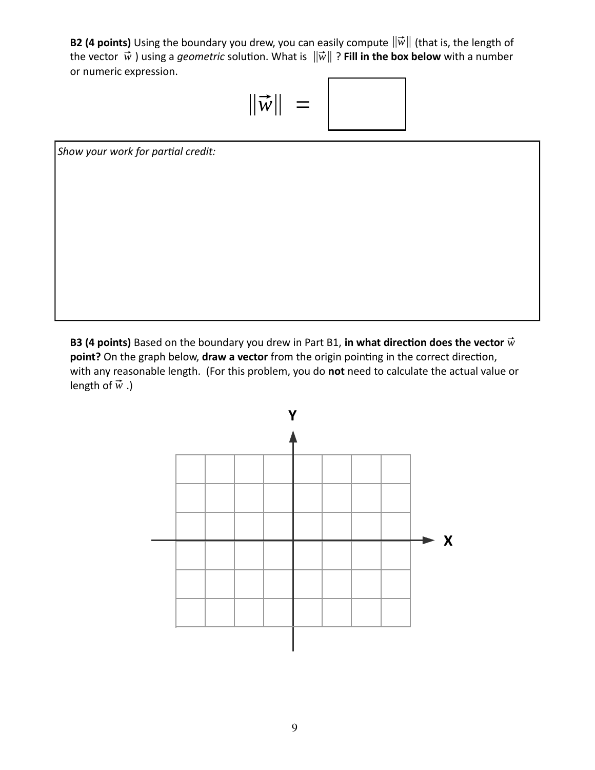**B2 (4 points)** Using the boundary you drew, you can easily compute $||\vec{w}||$ (that is, the length of the vector $\vec{w}$ ) using a *geometric* solution. What is $||\vec{w}||$ ? **Fill in the box below** with a number or numeric expression.

$$||\vec{w}|| = \boxed{\phantom{xx}}$$

*Show your work for partial credit:*

**B3 (4 points)** Based on the boundary you drew in Part B1, **in what direction does the vector $\vec{w}$ point?** On the graph below, **draw a vector** from the origin pointing in the correct direction, with any reasonable length. (For this problem, you do **not** need to calculate the actual value or length of $\vec{w}$ .)

Y

X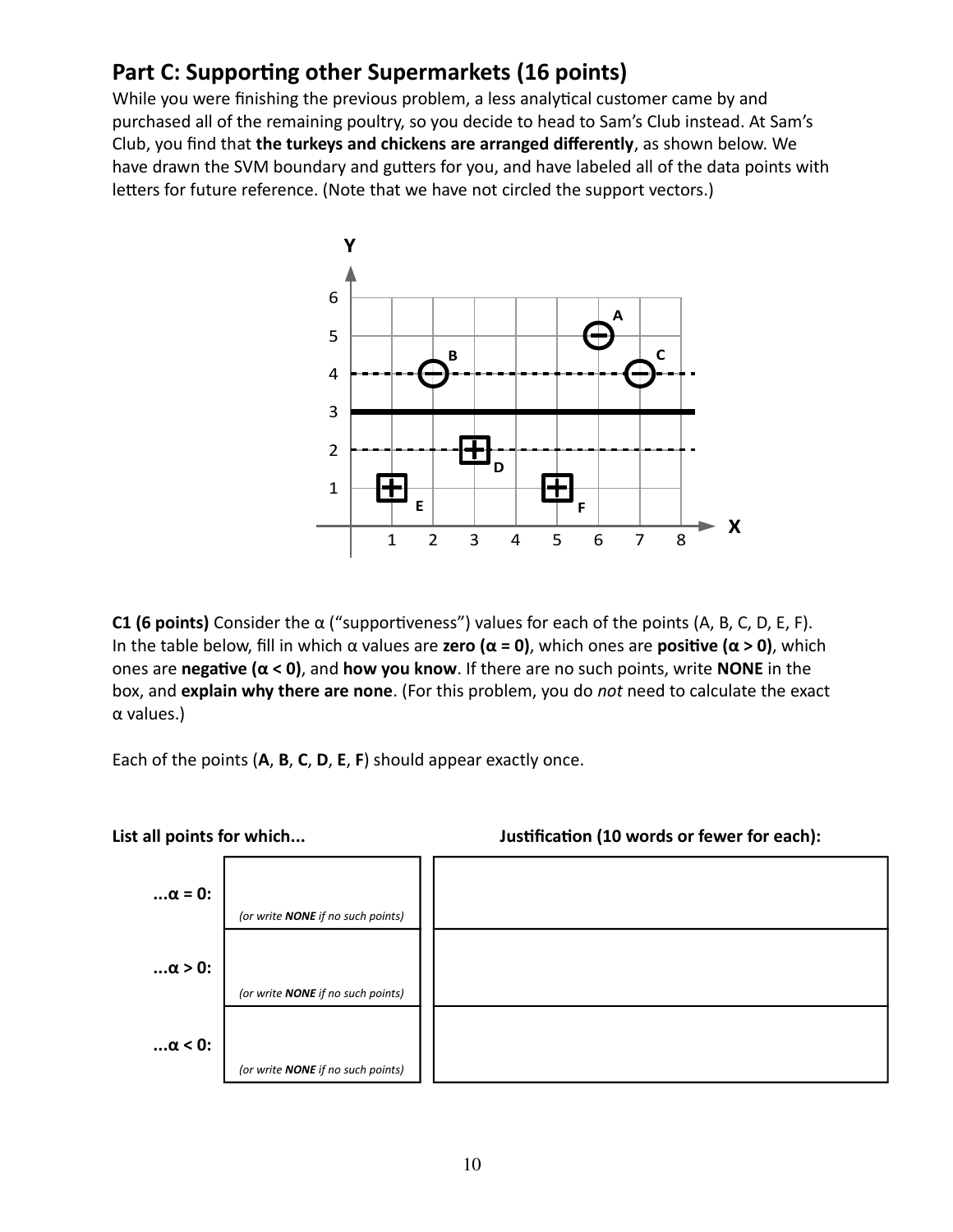## Part C: Supporting other Supermarkets (16 points)

While you were finishing the previous problem, a less analytical customer came by and purchased all of the remaining poultry, so you decide to head to Sam's Club instead. At Sam's Club, you find that **the turkeys and chickens are arranged differently**, as shown below. We have drawn the SVM boundary and gutters for you, and have labeled all of the data points with letters for future reference. (Note that we have not circled the support vectors.)

**C1 (6 points)** Consider the α ("supportiveness") values for each of the points (A, B, C, D, E, F). In the table below, fill in which α values are **zero (α = 0)**, which ones are **positive (α > 0)**, which ones are **negative (α < 0)**, and **how you know**. If there are no such points, write **NONE** in the box, and **explain why there are none**. (For this problem, you do *not* need to calculate the exact α values.)

Each of the points (**A**, **B**, **C**, **D**, **E**, **F**) should appear exactly once.

| List all points for which... | | Justification (10 words or fewer for each): |
|---|---|---|
| **...α = 0:** | *(or write **NONE** if no such points)* | |
| **...α > 0:** | *(or write **NONE** if no such points)* | |
| **...α < 0:** | *(or write **NONE** if no such points)* | |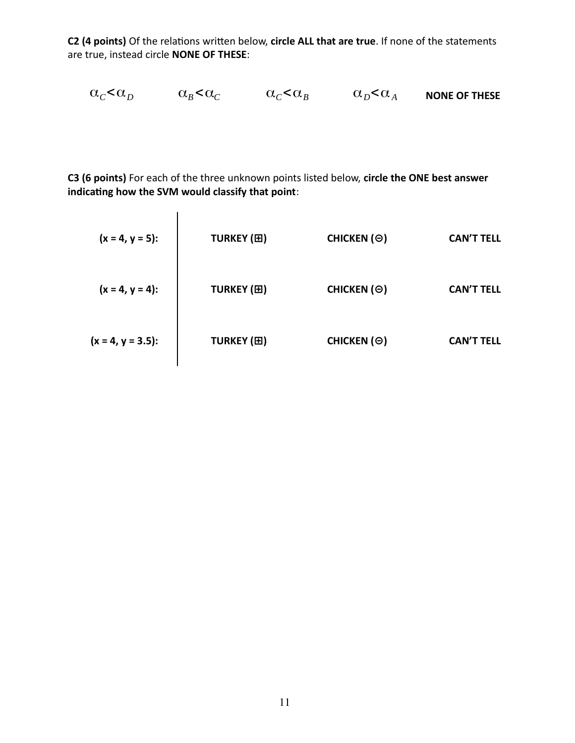**C2 (4 points)** Of the relations written below, **circle ALL that are true**. If none of the statements are true, instead circle **NONE OF THESE**:

$\alpha_C < \alpha_D$ $\alpha_B < \alpha_C$ $\alpha_C < \alpha_B$ $\alpha_D < \alpha_A$ **NONE OF THESE**

**C3 (6 points)** For each of the three unknown points listed below, **circle the ONE best answer indicating how the SVM would classify that point**:

| | | | |
|---|---|---|---|
| **(x = 4, y = 5):** | **TURKEY (⊞)** | **CHICKEN (⊖)** | **CAN'T TELL** |
| **(x = 4, y = 4):** | **TURKEY (⊞)** | **CHICKEN (⊖)** | **CAN'T TELL** |
| **(x = 4, y = 3.5):** | **TURKEY (⊞)** | **CHICKEN (⊖)** | **CAN'T TELL** |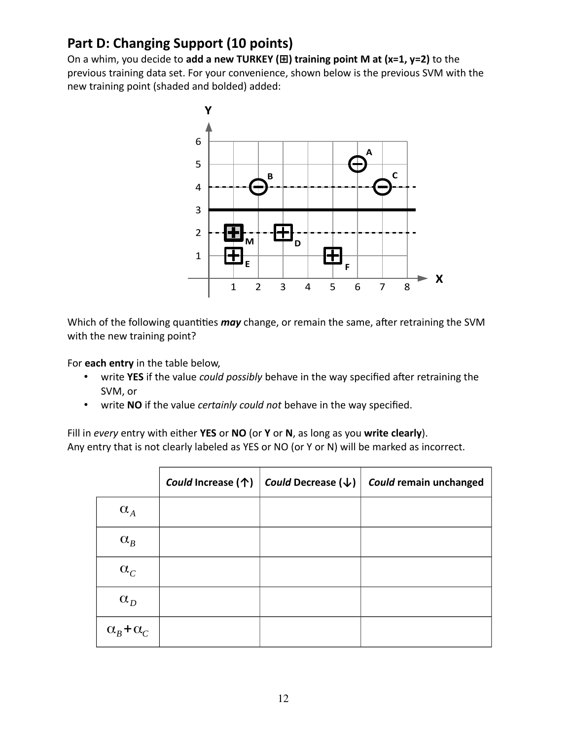## Part D: Changing Support (10 points)

On a whim, you decide to **add a new TURKEY (⊞) training point M at (x=1, y=2)** to the previous training data set. For your convenience, shown below is the previous SVM with the new training point (shaded and bolded) added:

Which of the following quantities ***may*** change, or remain the same, after retraining the SVM with the new training point?

For **each entry** in the table below,

- write **YES** if the value *could possibly* behave in the way specified after retraining the SVM, or
- write **NO** if the value *certainly could not* behave in the way specified.

Fill in *every* entry with either **YES** or **NO** (or **Y** or **N**, as long as you **write clearly**).
Any entry that is not clearly labeled as YES or NO (or Y or N) will be marked as incorrect.

| | ***Could*** **Increase (↑)** | ***Could*** **Decrease (↓)** | ***Could*** **remain unchanged** |
|---|---|---|---|
| $\alpha_A$ | | | |
| $\alpha_B$ | | | |
| $\alpha_C$ | | | |
| $\alpha_D$ | | | |
| $\alpha_B + \alpha_C$ | | | |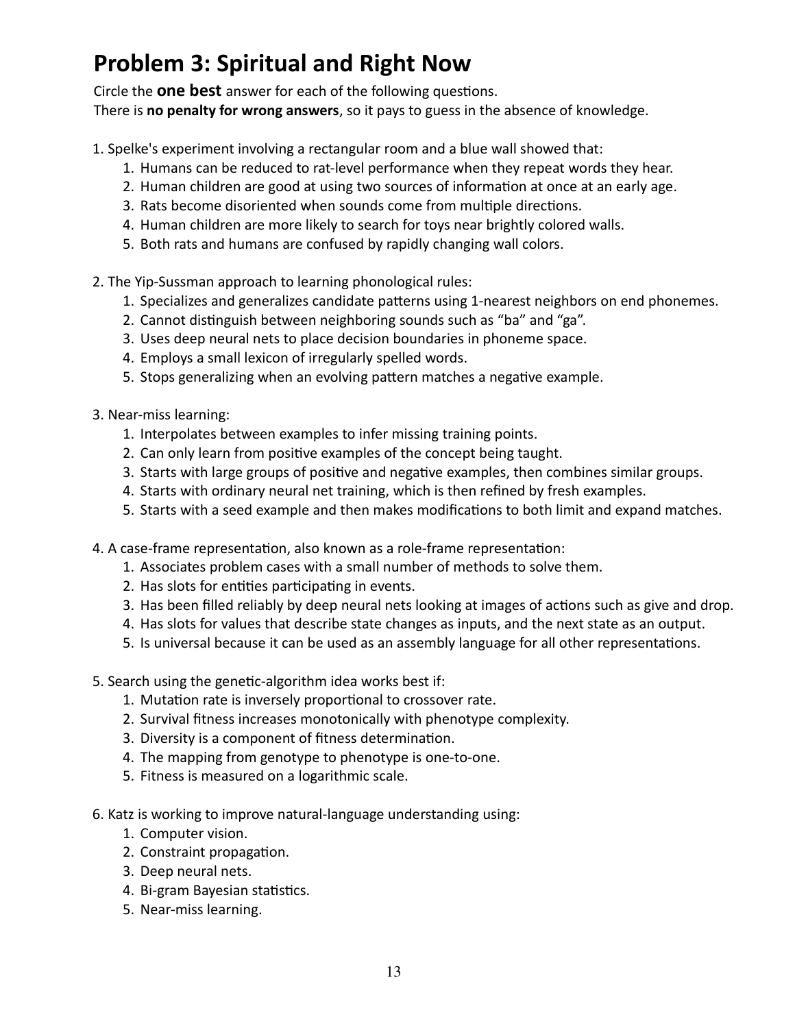# Problem 3: Spiritual and Right Now

Circle the **one best** answer for each of the following questions.
There is **no penalty for wrong answers**, so it pays to guess in the absence of knowledge.

1. Spelke's experiment involving a rectangular room and a blue wall showed that:
    1. Humans can be reduced to rat-level performance when they repeat words they hear.
    2. Human children are good at using two sources of information at once at an early age.
    3. Rats become disoriented when sounds come from multiple directions.
    4. Human children are more likely to search for toys near brightly colored walls.
    5. Both rats and humans are confused by rapidly changing wall colors.

2. The Yip-Sussman approach to learning phonological rules:
    1. Specializes and generalizes candidate patterns using 1-nearest neighbors on end phonemes.
    2. Cannot distinguish between neighboring sounds such as "ba" and "ga".
    3. Uses deep neural nets to place decision boundaries in phoneme space.
    4. Employs a small lexicon of irregularly spelled words.
    5. Stops generalizing when an evolving pattern matches a negative example.

3. Near-miss learning:
    1. Interpolates between examples to infer missing training points.
    2. Can only learn from positive examples of the concept being taught.
    3. Starts with large groups of positive and negative examples, then combines similar groups.
    4. Starts with ordinary neural net training, which is then refined by fresh examples.
    5. Starts with a seed example and then makes modifications to both limit and expand matches.

4. A case-frame representation, also known as a role-frame representation:
    1. Associates problem cases with a small number of methods to solve them.
    2. Has slots for entities participating in events.
    3. Has been filled reliably by deep neural nets looking at images of actions such as give and drop.
    4. Has slots for values that describe state changes as inputs, and the next state as an output.
    5. Is universal because it can be used as an assembly language for all other representations.

5. Search using the genetic-algorithm idea works best if:
    1. Mutation rate is inversely proportional to crossover rate.
    2. Survival fitness increases monotonically with phenotype complexity.
    3. Diversity is a component of fitness determination.
    4. The mapping from genotype to phenotype is one-to-one.
    5. Fitness is measured on a logarithmic scale.

6. Katz is working to improve natural-language understanding using:
    1. Computer vision.
    2. Constraint propagation.
    3. Deep neural nets.
    4. Bi-gram Bayesian statistics.
    5. Near-miss learning.